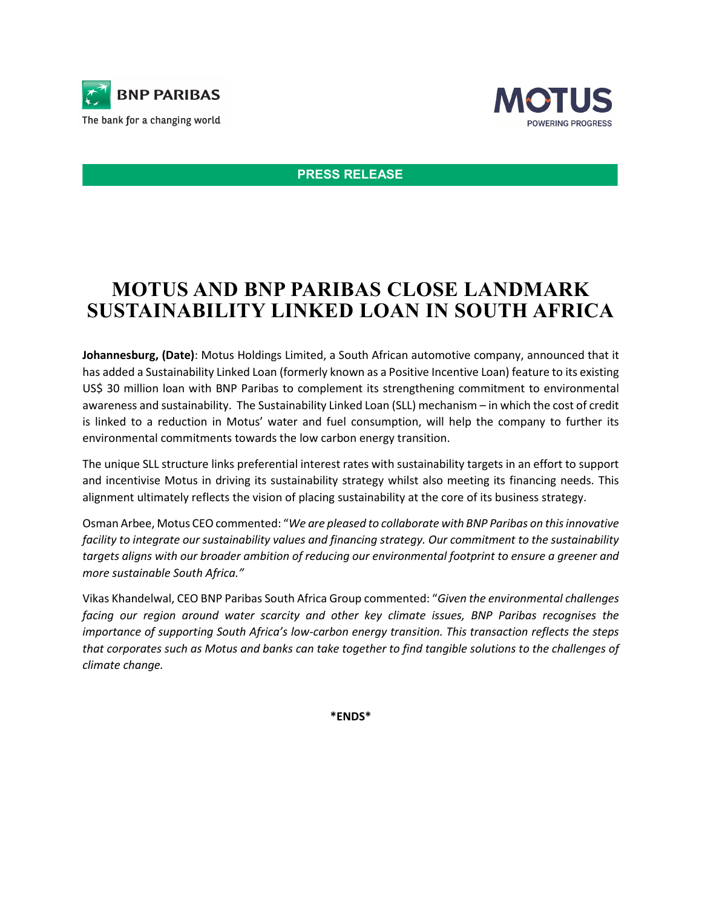BNP PARIBAS

The bank for a changing world

MOTUS

POWERING PROGRESS

**PRESS RELEASE**

# MOTUS AND BNP PARIBAS CLOSE LANDMARK SUSTAINABILITY LINKED LOAN IN SOUTH AFRICA

**Johannesburg, (Date)**: Motus Holdings Limited, a South African automotive company, announced that it has added a Sustainability Linked Loan (formerly known as a Positive Incentive Loan) feature to its existing US$ 30 million loan with BNP Paribas to complement its strengthening commitment to environmental awareness and sustainability. The Sustainability Linked Loan (SLL) mechanism – in which the cost of credit is linked to a reduction in Motus' water and fuel consumption, will help the company to further its environmental commitments towards the low carbon energy transition.

The unique SLL structure links preferential interest rates with sustainability targets in an effort to support and incentivise Motus in driving its sustainability strategy whilst also meeting its financing needs. This alignment ultimately reflects the vision of placing sustainability at the core of its business strategy.

Osman Arbee, Motus CEO commented: "*We are pleased to collaborate with BNP Paribas on this innovative facility to integrate our sustainability values and financing strategy. Our commitment to the sustainability targets aligns with our broader ambition of reducing our environmental footprint to ensure a greener and more sustainable South Africa."*

Vikas Khandelwal, CEO BNP Paribas South Africa Group commented: "*Given the environmental challenges facing our region around water scarcity and other key climate issues, BNP Paribas recognises the importance of supporting South Africa's low-carbon energy transition. This transaction reflects the steps that corporates such as Motus and banks can take together to find tangible solutions to the challenges of climate change.*

**\*ENDS\***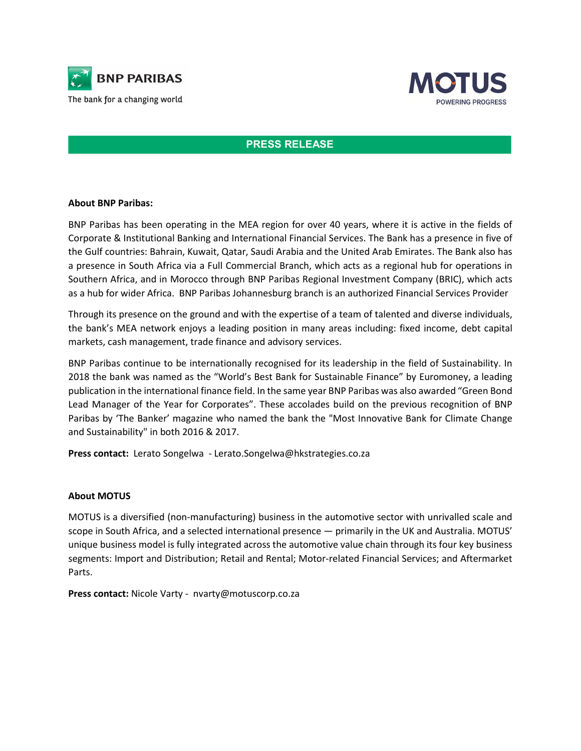BNP PARIBAS

The bank for a changing world

MOTUS

POWERING PROGRESS

## PRESS RELEASE

**About BNP Paribas:**

BNP Paribas has been operating in the MEA region for over 40 years, where it is active in the fields of Corporate & Institutional Banking and International Financial Services. The Bank has a presence in five of the Gulf countries: Bahrain, Kuwait, Qatar, Saudi Arabia and the United Arab Emirates. The Bank also has a presence in South Africa via a Full Commercial Branch, which acts as a regional hub for operations in Southern Africa, and in Morocco through BNP Paribas Regional Investment Company (BRIC), which acts as a hub for wider Africa. BNP Paribas Johannesburg branch is an authorized Financial Services Provider

Through its presence on the ground and with the expertise of a team of talented and diverse individuals, the bank's MEA network enjoys a leading position in many areas including: fixed income, debt capital markets, cash management, trade finance and advisory services.

BNP Paribas continue to be internationally recognised for its leadership in the field of Sustainability. In 2018 the bank was named as the "World's Best Bank for Sustainable Finance" by Euromoney, a leading publication in the international finance field. In the same year BNP Paribas was also awarded "Green Bond Lead Manager of the Year for Corporates". These accolades build on the previous recognition of BNP Paribas by 'The Banker' magazine who named the bank the "Most Innovative Bank for Climate Change and Sustainability" in both 2016 & 2017.

**Press contact:** Lerato Songelwa - Lerato.Songelwa@hkstrategies.co.za

**About MOTUS**

MOTUS is a diversified (non-manufacturing) business in the automotive sector with unrivalled scale and scope in South Africa, and a selected international presence — primarily in the UK and Australia. MOTUS' unique business model is fully integrated across the automotive value chain through its four key business segments: Import and Distribution; Retail and Rental; Motor-related Financial Services; and Aftermarket Parts.

**Press contact:** Nicole Varty - nvarty@motuscorp.co.za